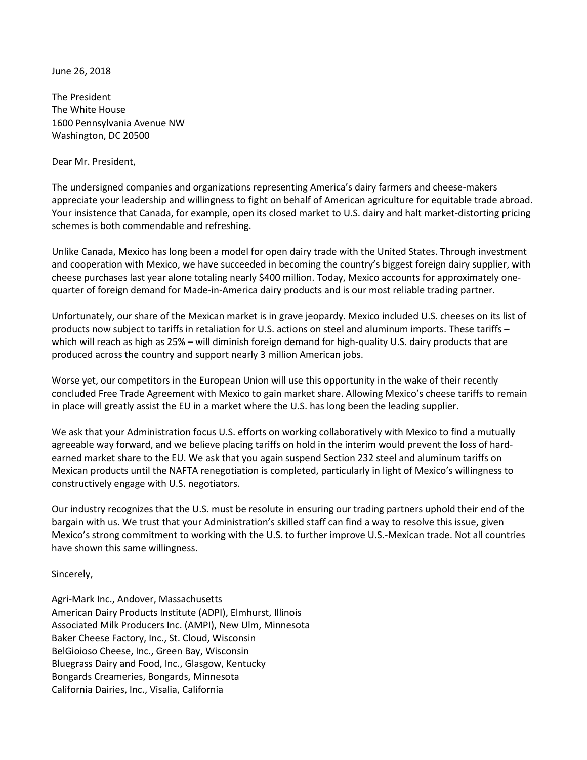June 26, 2018

The President
The White House
1600 Pennsylvania Avenue NW
Washington, DC 20500

Dear Mr. President,

The undersigned companies and organizations representing America's dairy farmers and cheese-makers appreciate your leadership and willingness to fight on behalf of American agriculture for equitable trade abroad. Your insistence that Canada, for example, open its closed market to U.S. dairy and halt market-distorting pricing schemes is both commendable and refreshing.

Unlike Canada, Mexico has long been a model for open dairy trade with the United States. Through investment and cooperation with Mexico, we have succeeded in becoming the country's biggest foreign dairy supplier, with cheese purchases last year alone totaling nearly $400 million. Today, Mexico accounts for approximately one-quarter of foreign demand for Made-in-America dairy products and is our most reliable trading partner.

Unfortunately, our share of the Mexican market is in grave jeopardy. Mexico included U.S. cheeses on its list of products now subject to tariffs in retaliation for U.S. actions on steel and aluminum imports. These tariffs – which will reach as high as 25% – will diminish foreign demand for high-quality U.S. dairy products that are produced across the country and support nearly 3 million American jobs.

Worse yet, our competitors in the European Union will use this opportunity in the wake of their recently concluded Free Trade Agreement with Mexico to gain market share. Allowing Mexico's cheese tariffs to remain in place will greatly assist the EU in a market where the U.S. has long been the leading supplier.

We ask that your Administration focus U.S. efforts on working collaboratively with Mexico to find a mutually agreeable way forward, and we believe placing tariffs on hold in the interim would prevent the loss of hard-earned market share to the EU. We ask that you again suspend Section 232 steel and aluminum tariffs on Mexican products until the NAFTA renegotiation is completed, particularly in light of Mexico's willingness to constructively engage with U.S. negotiators.

Our industry recognizes that the U.S. must be resolute in ensuring our trading partners uphold their end of the bargain with us. We trust that your Administration's skilled staff can find a way to resolve this issue, given Mexico's strong commitment to working with the U.S. to further improve U.S.-Mexican trade. Not all countries have shown this same willingness.

Sincerely,

Agri-Mark Inc., Andover, Massachusetts
American Dairy Products Institute (ADPI), Elmhurst, Illinois
Associated Milk Producers Inc. (AMPI), New Ulm, Minnesota
Baker Cheese Factory, Inc., St. Cloud, Wisconsin
BelGioioso Cheese, Inc., Green Bay, Wisconsin
Bluegrass Dairy and Food, Inc., Glasgow, Kentucky
Bongards Creameries, Bongards, Minnesota
California Dairies, Inc., Visalia, California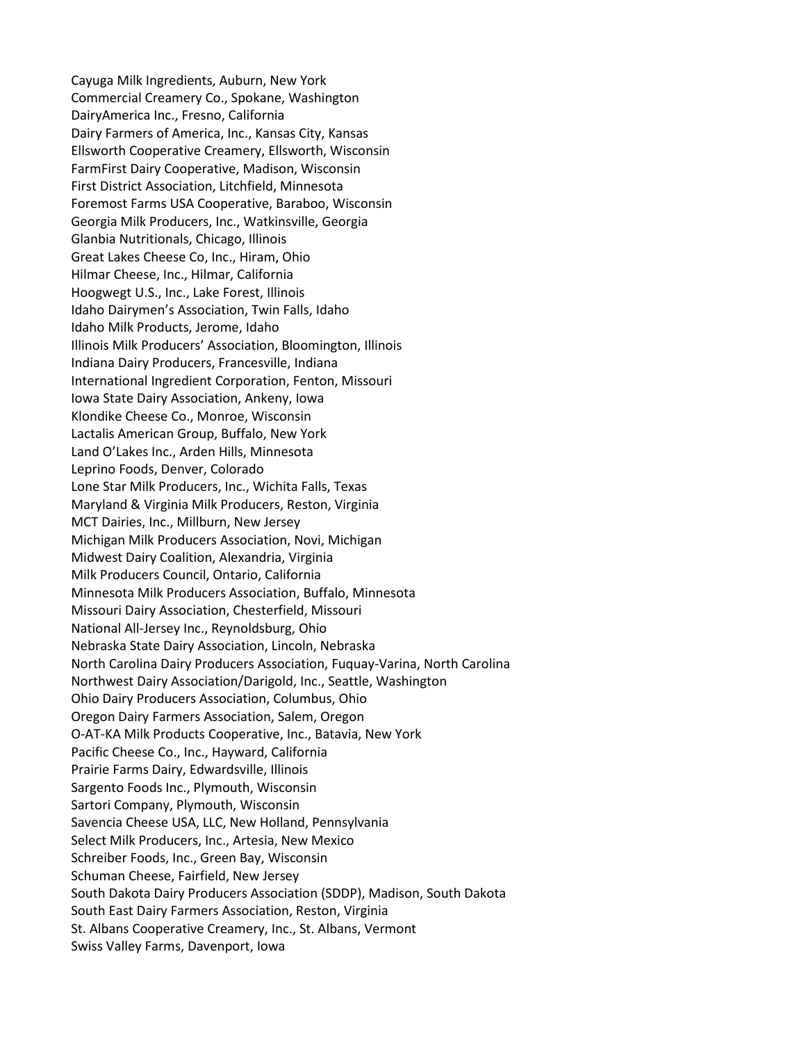Cayuga Milk Ingredients, Auburn, New York
Commercial Creamery Co., Spokane, Washington
DairyAmerica Inc., Fresno, California
Dairy Farmers of America, Inc., Kansas City, Kansas
Ellsworth Cooperative Creamery, Ellsworth, Wisconsin
FarmFirst Dairy Cooperative, Madison, Wisconsin
First District Association, Litchfield, Minnesota
Foremost Farms USA Cooperative, Baraboo, Wisconsin
Georgia Milk Producers, Inc., Watkinsville, Georgia
Glanbia Nutritionals, Chicago, Illinois
Great Lakes Cheese Co, Inc., Hiram, Ohio
Hilmar Cheese, Inc., Hilmar, California
Hoogwegt U.S., Inc., Lake Forest, Illinois
Idaho Dairymen's Association, Twin Falls, Idaho
Idaho Milk Products, Jerome, Idaho
Illinois Milk Producers' Association, Bloomington, Illinois
Indiana Dairy Producers, Francesville, Indiana
International Ingredient Corporation, Fenton, Missouri
Iowa State Dairy Association, Ankeny, Iowa
Klondike Cheese Co., Monroe, Wisconsin
Lactalis American Group, Buffalo, New York
Land O'Lakes Inc., Arden Hills, Minnesota
Leprino Foods, Denver, Colorado
Lone Star Milk Producers, Inc., Wichita Falls, Texas
Maryland & Virginia Milk Producers, Reston, Virginia
MCT Dairies, Inc., Millburn, New Jersey
Michigan Milk Producers Association, Novi, Michigan
Midwest Dairy Coalition, Alexandria, Virginia
Milk Producers Council, Ontario, California
Minnesota Milk Producers Association, Buffalo, Minnesota
Missouri Dairy Association, Chesterfield, Missouri
National All-Jersey Inc., Reynoldsburg, Ohio
Nebraska State Dairy Association, Lincoln, Nebraska
North Carolina Dairy Producers Association, Fuquay-Varina, North Carolina
Northwest Dairy Association/Darigold, Inc., Seattle, Washington
Ohio Dairy Producers Association, Columbus, Ohio
Oregon Dairy Farmers Association, Salem, Oregon
O-AT-KA Milk Products Cooperative, Inc., Batavia, New York
Pacific Cheese Co., Inc., Hayward, California
Prairie Farms Dairy, Edwardsville, Illinois
Sargento Foods Inc., Plymouth, Wisconsin
Sartori Company, Plymouth, Wisconsin
Savencia Cheese USA, LLC, New Holland, Pennsylvania
Select Milk Producers, Inc., Artesia, New Mexico
Schreiber Foods, Inc., Green Bay, Wisconsin
Schuman Cheese, Fairfield, New Jersey
South Dakota Dairy Producers Association (SDDP), Madison, South Dakota
South East Dairy Farmers Association, Reston, Virginia
St. Albans Cooperative Creamery, Inc., St. Albans, Vermont
Swiss Valley Farms, Davenport, Iowa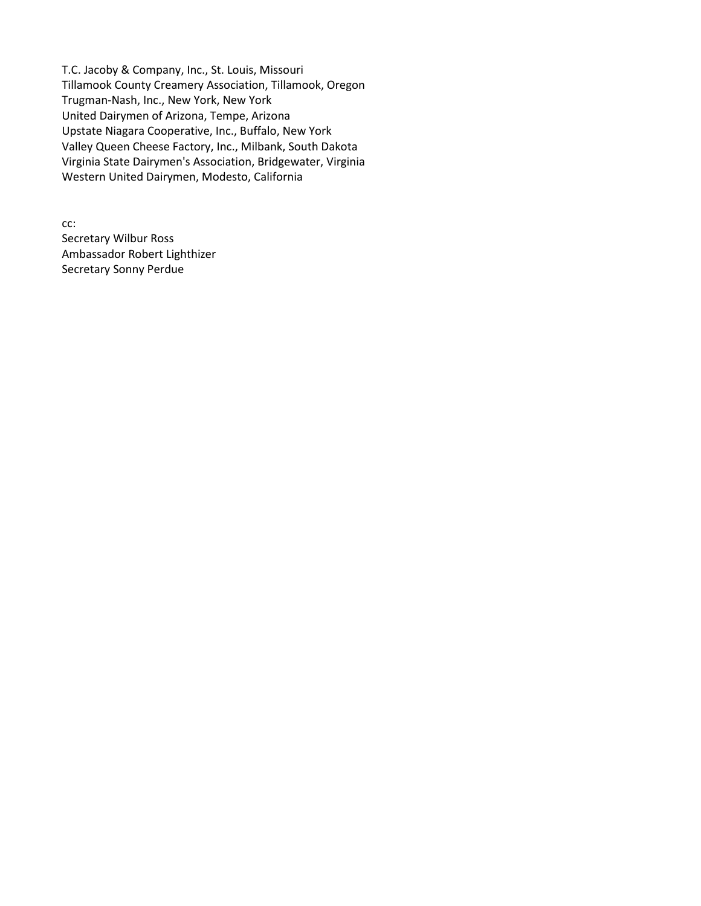T.C. Jacoby & Company, Inc., St. Louis, Missouri
Tillamook County Creamery Association, Tillamook, Oregon
Trugman-Nash, Inc., New York, New York
United Dairymen of Arizona, Tempe, Arizona
Upstate Niagara Cooperative, Inc., Buffalo, New York
Valley Queen Cheese Factory, Inc., Milbank, South Dakota
Virginia State Dairymen's Association, Bridgewater, Virginia
Western United Dairymen, Modesto, California

cc:
Secretary Wilbur Ross
Ambassador Robert Lighthizer
Secretary Sonny Perdue